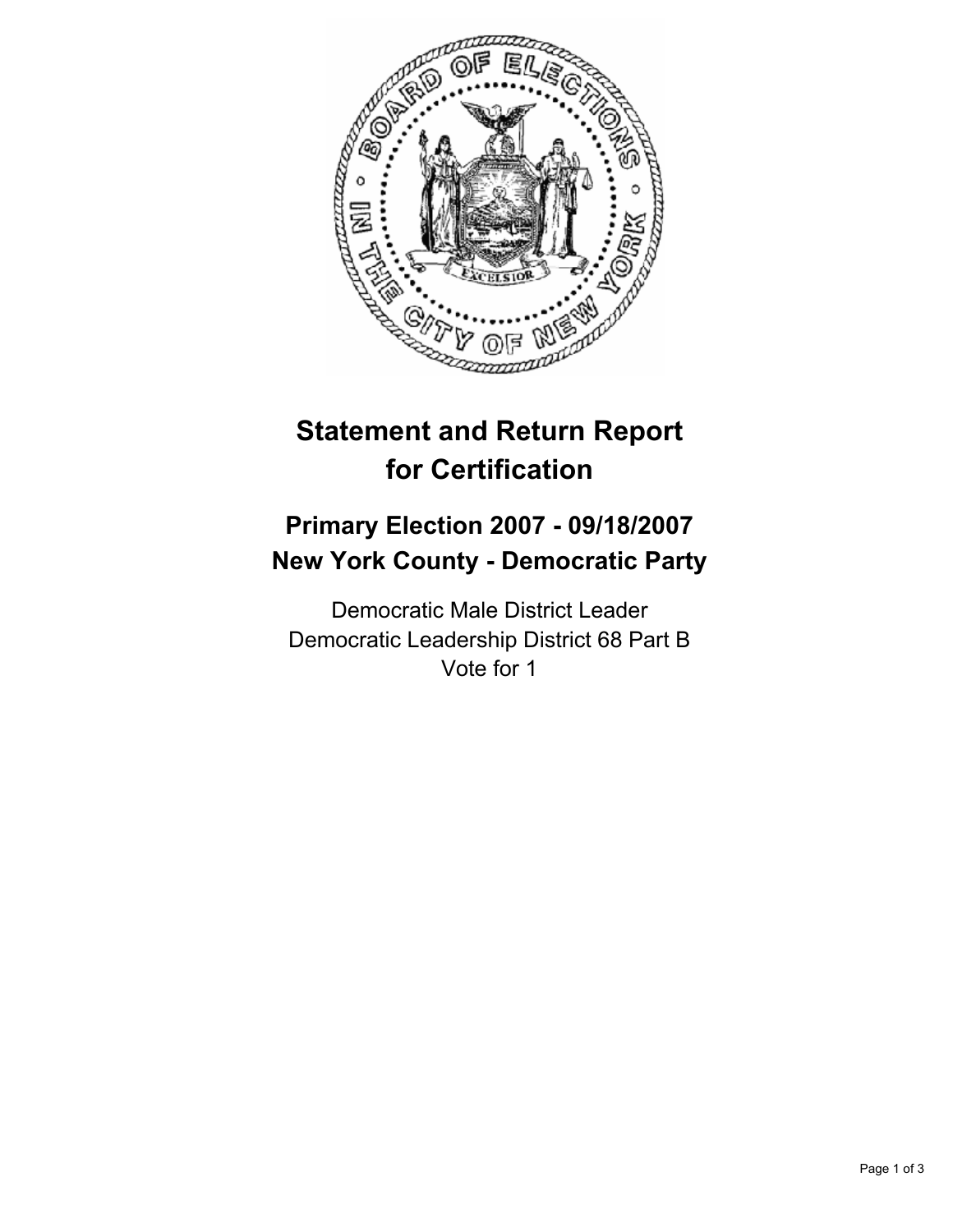# Statement and Return Report for Certification

## Primary Election 2007 - 09/18/2007
## New York County - Democratic Party

Democratic Male District Leader
Democratic Leadership District 68 Part B
Vote for 1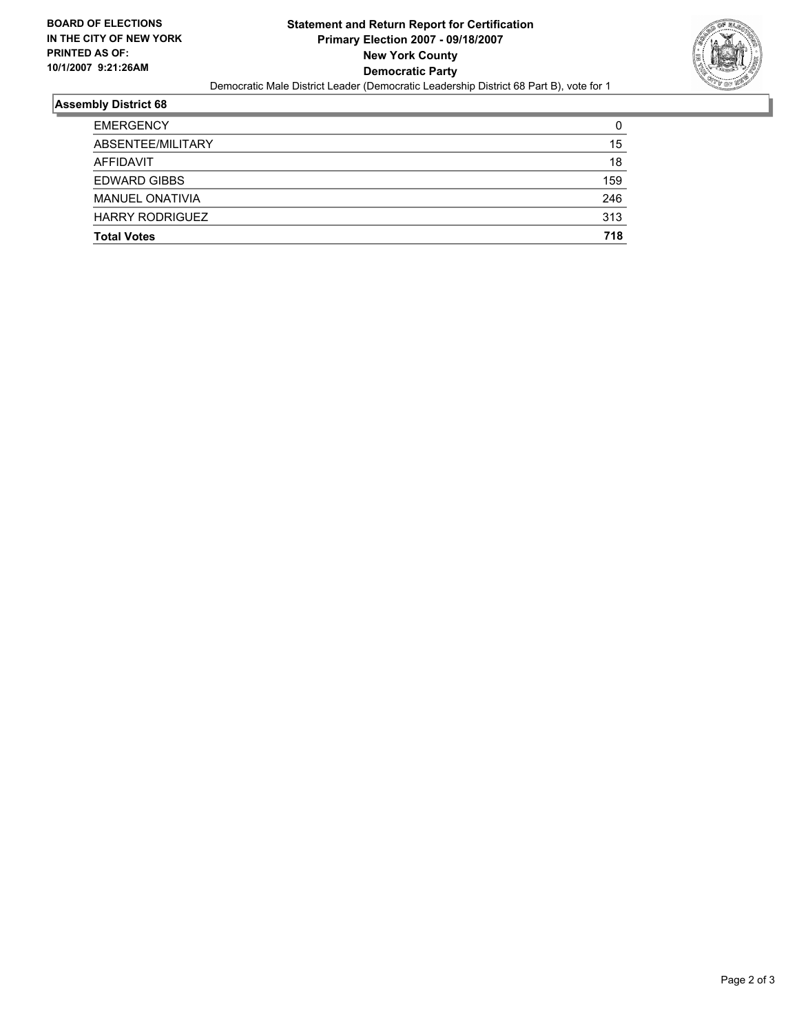**BOARD OF ELECTIONS IN THE CITY OF NEW YORK**
**PRINTED AS OF: 10/1/2007 9:21:26AM**

# Statement and Return Report for Certification
## Primary Election 2007 - 09/18/2007
## New York County
## Democratic Party

Democratic Male District Leader (Democratic Leadership District 68 Part B), vote for 1

### Assembly District 68

| | |
|---|---|
| EMERGENCY | 0 |
| ABSENTEE/MILITARY | 15 |
| AFFIDAVIT | 18 |
| EDWARD GIBBS | 159 |
| MANUEL ONATIVIA | 246 |
| HARRY RODRIGUEZ | 313 |
| **Total Votes** | **718** |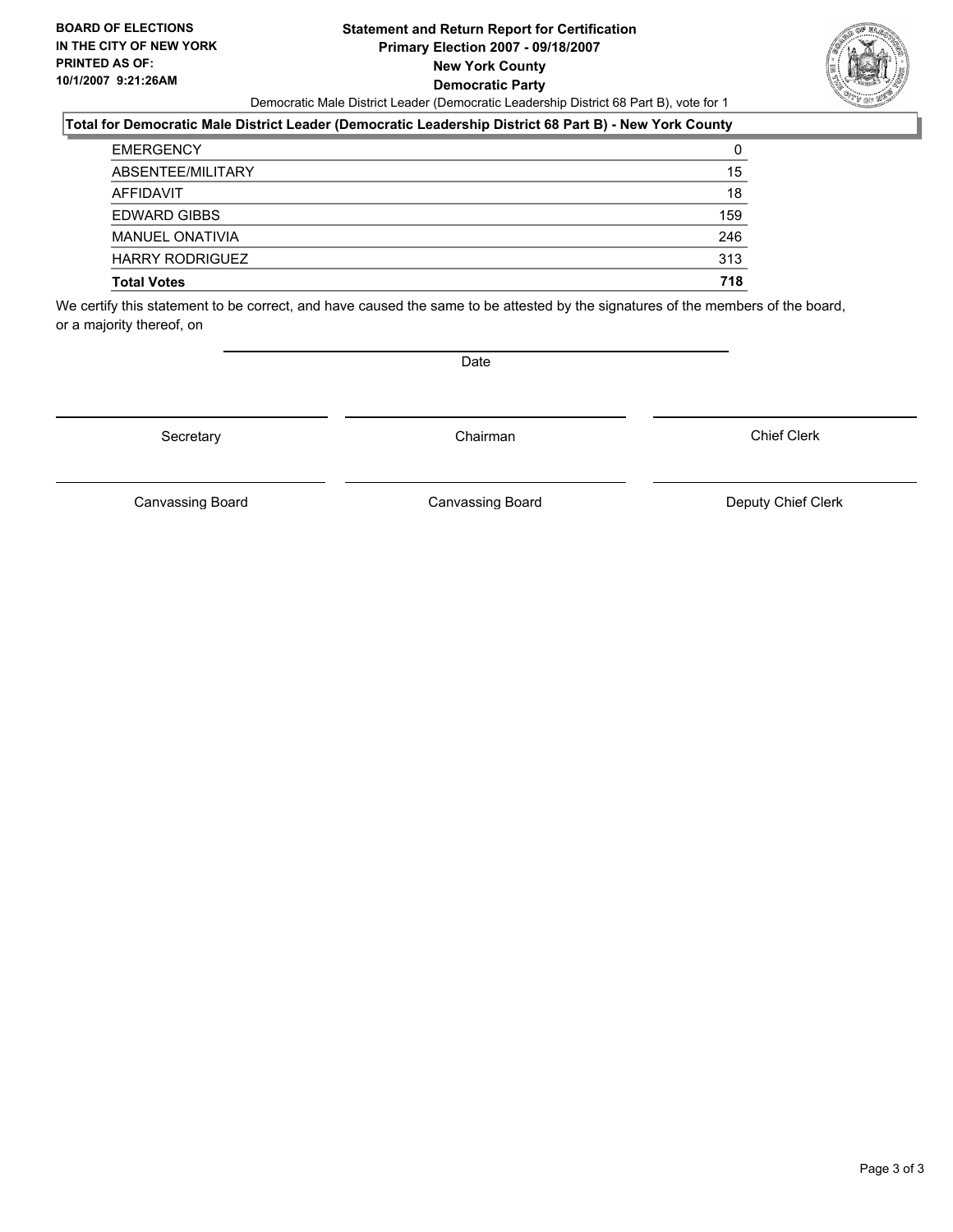**BOARD OF ELECTIONS IN THE CITY OF NEW YORK PRINTED AS OF: 10/1/2007 9:21:26AM**

**Statement and Return Report for Certification**
**Primary Election 2007 - 09/18/2007**
**New York County**
**Democratic Party**

Democratic Male District Leader (Democratic Leadership District 68 Part B), vote for 1

**Total for Democratic Male District Leader (Democratic Leadership District 68 Part B) - New York County**

| | |
|---|---|
| EMERGENCY | 0 |
| ABSENTEE/MILITARY | 15 |
| AFFIDAVIT | 18 |
| EDWARD GIBBS | 159 |
| MANUEL ONATIVIA | 246 |
| HARRY RODRIGUEZ | 313 |
| **Total Votes** | **718** |

We certify this statement to be correct, and have caused the same to be attested by the signatures of the members of the board, or a majority thereof, on

Date

Secretary | Chairman | Chief Clerk

Canvassing Board | Canvassing Board | Deputy Chief Clerk